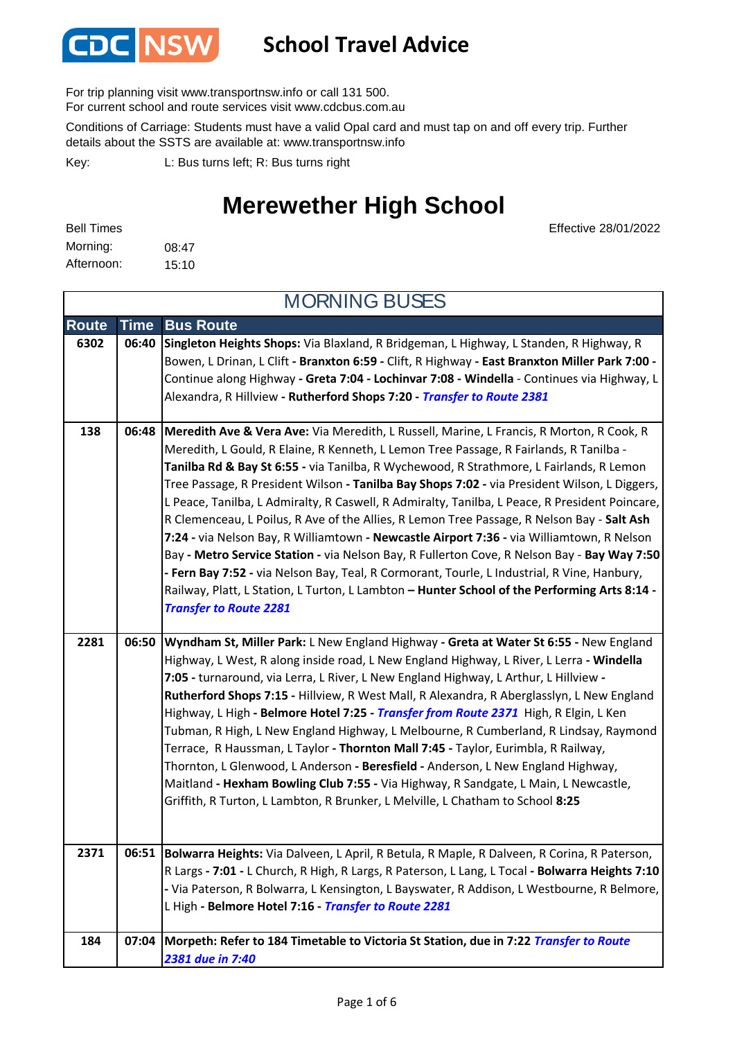CDC NSW

# School Travel Advice

For trip planning visit www.transportnsw.info or call 131 500.
For current school and route services visit www.cdcbus.com.au

Conditions of Carriage: Students must have a valid Opal card and must tap on and off every trip. Further details about the SSTS are available at: www.transportnsw.info

Key: L: Bus turns left; R: Bus turns right

## Merewether High School

Effective 28/01/2022

Bell Times
Morning: 08:47
Afternoon: 15:10

### MORNING BUSES

| Route | Time | Bus Route |
|---|---|---|
| 6302 | 06:40 | **Singleton Heights Shops:** Via Blaxland, R Bridgeman, L Highway, L Standen, R Highway, R Bowen, L Drinan, L Clift **- Branxton 6:59 -** Clift, R Highway **- East Branxton Miller Park 7:00 -** Continue along Highway **- Greta 7:04 - Lochinvar 7:08 - Windella** - Continues via Highway, L Alexandra, R Hillview **- Rutherford Shops 7:20 -** ***Transfer to Route 2381*** |
| 138 | 06:48 | **Meredith Ave & Vera Ave:** Via Meredith, L Russell, Marine, L Francis, R Morton, R Cook, R Meredith, L Gould, R Elaine, R Kenneth, L Lemon Tree Passage, R Fairlands, R Tanilba - **Tanilba Rd & Bay St 6:55 -** via Tanilba, R Wychewood, R Strathmore, L Fairlands, R Lemon Tree Passage, R President Wilson **- Tanilba Bay Shops 7:02 -** via President Wilson, L Diggers, L Peace, Tanilba, L Admiralty, R Caswell, R Admiralty, Tanilba, L Peace, R President Poincare, R Clemenceau, L Poilus, R Ave of the Allies, R Lemon Tree Passage, R Nelson Bay - **Salt Ash 7:24 -** via Nelson Bay, R Williamtown **- Newcastle Airport 7:36 -** via Williamtown, R Nelson Bay **- Metro Service Station -** via Nelson Bay, R Fullerton Cove, R Nelson Bay **- Bay Way 7:50 - Fern Bay 7:52 -** via Nelson Bay, Teal, R Cormorant, Tourle, L Industrial, R Vine, Hanbury, Railway, Platt, L Station, L Turton, L Lambton **– Hunter School of the Performing Arts 8:14 -** ***Transfer to Route 2281*** |
| 2281 | 06:50 | **Wyndham St, Miller Park:** L New England Highway **- Greta at Water St 6:55 -** New England Highway, L West, R along inside road, L New England Highway, L River, L Lerra **- Windella 7:05 -** turnaround, via Lerra, L River, L New England Highway, L Arthur, L Hillview **- Rutherford Shops 7:15 -** Hillview, R West Mall, R Alexandra, R Aberglasslyn, L New England Highway, L High **- Belmore Hotel 7:25 -** ***Transfer from Route 2371*** High, R Elgin, L Ken Tubman, R High, L New England Highway, L Melbourne, R Cumberland, R Lindsay, Raymond Terrace, R Haussman, L Taylor **- Thornton Mall 7:45 -** Taylor, Eurimbla, R Railway, Thornton, L Glenwood, L Anderson **- Beresfield -** Anderson, L New England Highway, Maitland **- Hexham Bowling Club 7:55 -** Via Highway, R Sandgate, L Main, L Newcastle, Griffith, R Turton, L Lambton, R Brunker, L Melville, L Chatham to School **8:25** |
| 2371 | 06:51 | **Bolwarra Heights:** Via Dalveen, L April, R Betula, R Maple, R Dalveen, R Corina, R Paterson, R Largs **- 7:01 -** L Church, R High, R Largs, R Paterson, L Lang, L Tocal **- Bolwarra Heights 7:10 -** Via Paterson, R Bolwarra, L Kensington, L Bayswater, R Addison, L Westbourne, R Belmore, L High **- Belmore Hotel 7:16 -** ***Transfer to Route 2281*** |
| 184 | 07:04 | **Morpeth: Refer to 184 Timetable to Victoria St Station, due in 7:22** ***Transfer to Route 2381 due in 7:40*** |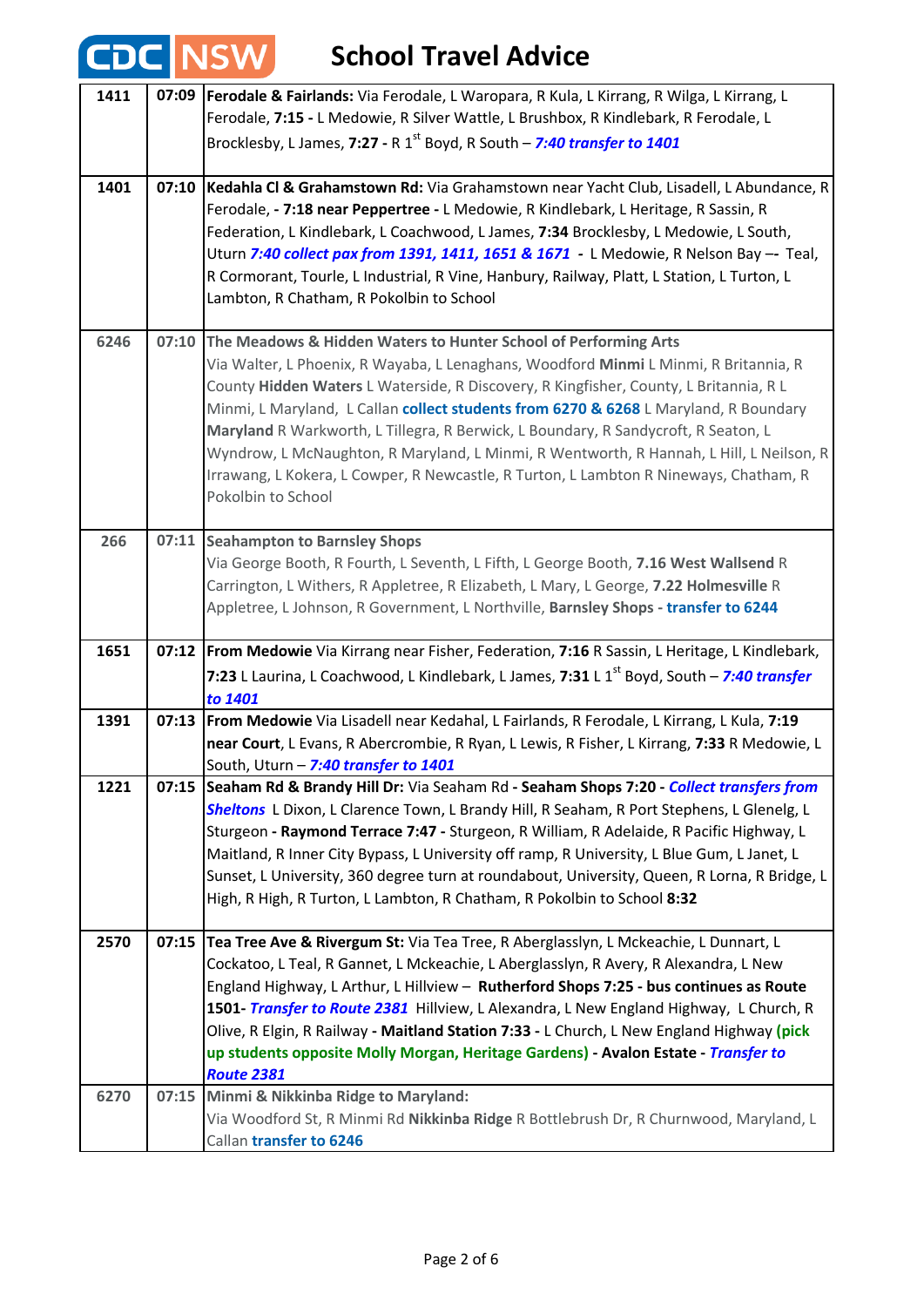# School Travel Advice

| | | |
|---|---|---|
| **1411** | **07:09** | **Ferodale & Fairlands:** Via Ferodale, L Waropara, R Kula, L Kirrang, R Wilga, L Kirrang, L Ferodale, **7:15 -** L Medowie, R Silver Wattle, L Brushbox, R Kindlebark, R Ferodale, L Brocklesby, L James, **7:27 -** R 1st Boyd, R South – ***7:40 transfer to 1401*** |
| **1401** | **07:10** | **Kedahla Cl & Grahamstown Rd:** Via Grahamstown near Yacht Club, Lisadell, L Abundance, R Ferodale, **- 7:18 near Peppertree -** L Medowie, R Kindlebark, L Heritage, R Sassin, R Federation, L Kindlebark, L Coachwood, L James, **7:34** Brocklesby, L Medowie, L South, Uturn ***7:40 collect pax from 1391, 1411, 1651 & 1671*** **-** L Medowie, R Nelson Bay –- Teal, R Cormorant, Tourle, L Industrial, R Vine, Hanbury, Railway, Platt, L Station, L Turton, L Lambton, R Chatham, R Pokolbin to School |
| **6246** | **07:10** | **The Meadows & Hidden Waters to Hunter School of Performing Arts** Via Walter, L Phoenix, R Wayaba, L Lenaghans, Woodford **Minmi** L Minmi, R Britannia, R County **Hidden Waters** L Waterside, R Discovery, R Kingfisher, County, L Britannia, R L Minmi, L Maryland, L Callan **collect students from 6270 & 6268** L Maryland, R Boundary **Maryland** R Warkworth, L Tillegra, R Berwick, L Boundary, R Sandycroft, R Seaton, L Wyndrow, L McNaughton, R Maryland, L Minmi, R Wentworth, R Hannah, L Hill, L Neilson, R Irrawang, L Kokera, L Cowper, R Newcastle, R Turton, L Lambton R Nineways, Chatham, R Pokolbin to School |
| **266** | **07:11** | **Seahampton to Barnsley Shops** Via George Booth, R Fourth, L Seventh, L Fifth, L George Booth, **7.16 West Wallsend** R Carrington, L Withers, R Appletree, R Elizabeth, L Mary, L George, **7.22 Holmesville** R Appletree, L Johnson, R Government, L Northville, **Barnsley Shops** - **transfer to 6244** |
| **1651** | **07:12** | **From Medowie** Via Kirrang near Fisher, Federation, **7:16** R Sassin, L Heritage, L Kindlebark, **7:23** L Laurina, L Coachwood, L Kindlebark, L James, **7:31** L 1st Boyd, South – ***7:40 transfer to 1401*** |
| **1391** | **07:13** | **From Medowie** Via Lisadell near Kedahal, L Fairlands, R Ferodale, L Kirrang, L Kula, **7:19 near Court**, L Evans, R Abercrombie, R Ryan, L Lewis, R Fisher, L Kirrang, **7:33** R Medowie, L South, Uturn – ***7:40 transfer to 1401*** |
| **1221** | **07:15** | **Seaham Rd & Brandy Hill Dr:** Via Seaham Rd **- Seaham Shops 7:20 -** ***Collect transfers from Sheltons*** L Dixon, L Clarence Town, L Brandy Hill, R Seaham, R Port Stephens, L Glenelg, L Sturgeon **- Raymond Terrace 7:47 -** Sturgeon, R William, R Adelaide, R Pacific Highway, L Maitland, R Inner City Bypass, L University off ramp, R University, L Blue Gum, L Janet, L Sunset, L University, 360 degree turn at roundabout, University, Queen, R Lorna, R Bridge, L High, R High, R Turton, L Lambton, R Chatham, R Pokolbin to School **8:32** |
| **2570** | **07:15** | **Tea Tree Ave & Rivergum St:** Via Tea Tree, R Aberglasslyn, L Mckeachie, L Dunnart, L Cockatoo, L Teal, R Gannet, L Mckeachie, L Aberglasslyn, R Avery, R Alexandra, L New England Highway, L Arthur, L Hillview – **Rutherford Shops 7:25 - bus continues as Route 1501-** ***Transfer to Route 2381*** Hillview, L Alexandra, L New England Highway, L Church, R Olive, R Elgin, R Railway **- Maitland Station 7:33 -** L Church, L New England Highway **(pick up students opposite Molly Morgan, Heritage Gardens)** **- Avalon Estate -** ***Transfer to Route 2381*** |
| **6270** | **07:15** | **Minmi & Nikkinba Ridge to Maryland:** Via Woodford St, R Minmi Rd **Nikkinba Ridge** R Bottlebrush Dr, R Churnwood, Maryland, L Callan **transfer to 6246** |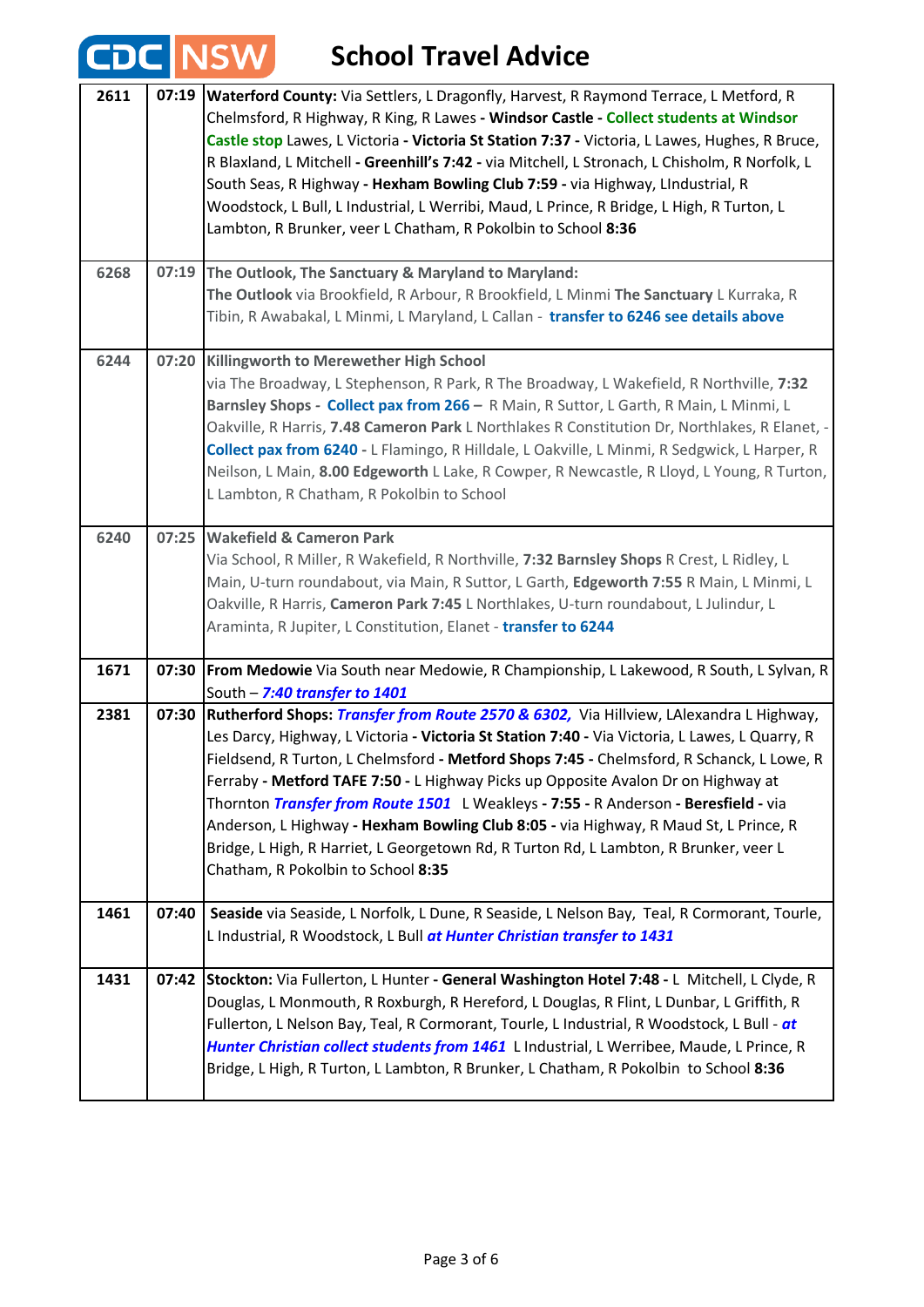# School Travel Advice

| | | |
|---|---|---|
| **2611** | **07:19** | **Waterford County:** Via Settlers, L Dragonfly, Harvest, R Raymond Terrace, L Metford, R Chelmsford, R Highway, R King, R Lawes - **Windsor Castle** - Collect students at Windsor Castle stop Lawes, L Victoria - **Victoria St Station 7:37** - Victoria, L Lawes, Hughes, R Bruce, R Blaxland, L Mitchell - **Greenhill's 7:42** - via Mitchell, L Stronach, L Chisholm, R Norfolk, L South Seas, R Highway - **Hexham Bowling Club 7:59** - via Highway, LIndustrial, R Woodstock, L Bull, L Industrial, L Werribi, Maud, L Prince, R Bridge, L High, R Turton, L Lambton, R Brunker, veer L Chatham, R Pokolbin to School **8:36** |
| **6268** | **07:19** | **The Outlook, The Sanctuary & Maryland to Maryland:** **The Outlook** via Brookfield, R Arbour, R Brookfield, L Minmi **The Sanctuary** L Kurraka, R Tibin, R Awabakal, L Minmi, L Maryland, L Callan - **transfer to 6246 see details above** |
| **6244** | **07:20** | **Killingworth to Merewether High School** via The Broadway, L Stephenson, R Park, R The Broadway, L Wakefield, R Northville, **7:32 Barnsley Shops** - **Collect pax from 266** – R Main, R Suttor, L Garth, R Main, L Minmi, L Oakville, R Harris, **7.48 Cameron Park** L Northlakes R Constitution Dr, Northlakes, R Elanet, - **Collect pax from 6240** - L Flamingo, R Hilldale, L Oakville, L Minmi, R Sedgwick, L Harper, R Neilson, L Main, **8.00 Edgeworth** L Lake, R Cowper, R Newcastle, R Lloyd, L Young, R Turton, L Lambton, R Chatham, R Pokolbin to School |
| **6240** | **07:25** | **Wakefield & Cameron Park** Via School, R Miller, R Wakefield, R Northville, **7:32 Barnsley Shops** R Crest, L Ridley, L Main, U-turn roundabout, via Main, R Suttor, L Garth, **Edgeworth 7:55** R Main, L Minmi, L Oakville, R Harris, **Cameron Park 7:45** L Northlakes, U-turn roundabout, L Julindur, L Araminta, R Jupiter, L Constitution, Elanet - **transfer to 6244** |
| **1671** | **07:30** | **From Medowie** Via South near Medowie, R Championship, L Lakewood, R South, L Sylvan, R South – ***7:40 transfer to 1401*** |
| **2381** | **07:30** | **Rutherford Shops:** ***Transfer from Route 2570 & 6302,*** Via Hillview, LAlexandra L Highway, Les Darcy, Highway, L Victoria - **Victoria St Station 7:40** - Via Victoria, L Lawes, L Quarry, R Fieldsend, R Turton, L Chelmsford - **Metford Shops 7:45** - Chelmsford, R Schanck, L Lowe, R Ferraby - **Metford TAFE 7:50** - L Highway Picks up Opposite Avalon Dr on Highway at Thornton ***Transfer from Route 1501*** L Weakleys - **7:55** - R Anderson - **Beresfield** - via Anderson, L Highway - **Hexham Bowling Club 8:05** - via Highway, R Maud St, L Prince, R Bridge, L High, R Harriet, L Georgetown Rd, R Turton Rd, L Lambton, R Brunker, veer L Chatham, R Pokolbin to School **8:35** |
| **1461** | **07:40** | **Seaside** via Seaside, L Norfolk, L Dune, R Seaside, L Nelson Bay, Teal, R Cormorant, Tourle, L Industrial, R Woodstock, L Bull ***at Hunter Christian transfer to 1431*** |
| **1431** | **07:42** | **Stockton:** Via Fullerton, L Hunter - **General Washington Hotel 7:48** - L Mitchell, L Clyde, R Douglas, L Monmouth, R Roxburgh, R Hereford, L Douglas, R Flint, L Dunbar, L Griffith, R Fullerton, L Nelson Bay, Teal, R Cormorant, Tourle, L Industrial, R Woodstock, L Bull - ***at Hunter Christian collect students from 1461*** L Industrial, L Werribee, Maude, L Prince, R Bridge, L High, R Turton, L Lambton, R Brunker, L Chatham, R Pokolbin to School **8:36** |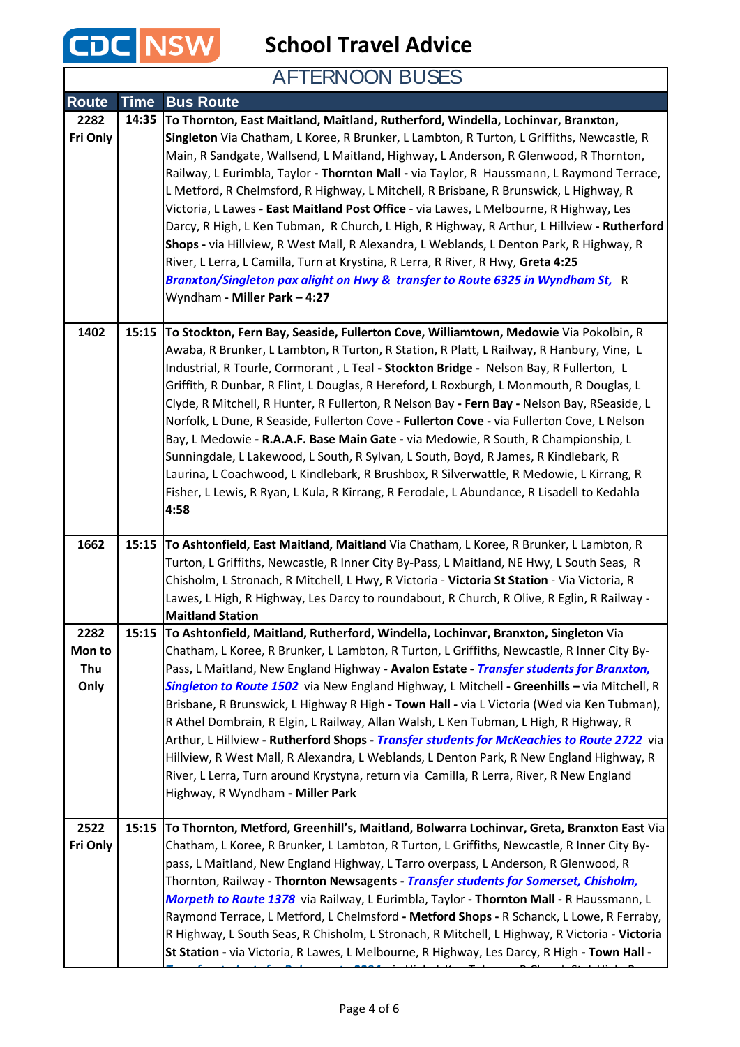# School Travel Advice

## AFTERNOON BUSES

| Route | Time | Bus Route |
|---|---|---|
| 2282 Fri Only | 14:35 | **To Thornton, East Maitland, Maitland, Rutherford, Windella, Lochinvar, Branxton, Singleton** Via Chatham, L Koree, R Brunker, L Lambton, R Turton, L Griffiths, Newcastle, R Main, R Sandgate, Wallsend, L Maitland, Highway, L Anderson, R Glenwood, R Thornton, Railway, L Eurimbla, Taylor **- Thornton Mall -** via Taylor, R Haussmann, L Raymond Terrace, L Metford, R Chelmsford, R Highway, L Mitchell, R Brisbane, R Brunswick, L Highway, R Victoria, L Lawes **- East Maitland Post Office** - via Lawes, L Melbourne, R Highway, Les Darcy, R High, L Ken Tubman, R Church, L High, R Highway, R Arthur, L Hillview **- Rutherford Shops -** via Hillview, R West Mall, R Alexandra, L Weblands, L Denton Park, R Highway, R River, L Lerra, L Camilla, Turn at Krystina, R Lerra, R River, R Hwy, **Greta 4:25** ***Branxton/Singleton pax alight on Hwy & transfer to Route 6325 in Wyndham St,*** R Wyndham **- Miller Park – 4:27** |
| 1402 | 15:15 | **To Stockton, Fern Bay, Seaside, Fullerton Cove, Williamtown, Medowie** Via Pokolbin, R Awaba, R Brunker, L Lambton, R Turton, R Station, R Platt, L Railway, R Hanbury, Vine, L Industrial, R Tourle, Cormorant , L Teal **- Stockton Bridge -** Nelson Bay, R Fullerton, L Griffith, R Dunbar, R Flint, L Douglas, R Hereford, L Roxburgh, L Monmouth, R Douglas, L Clyde, R Mitchell, R Hunter, R Fullerton, R Nelson Bay **- Fern Bay -** Nelson Bay, RSeaside, L Norfolk, L Dune, R Seaside, Fullerton Cove **- Fullerton Cove -** via Fullerton Cove, L Nelson Bay, L Medowie **- R.A.A.F. Base Main Gate -** via Medowie, R South, R Championship, L Sunningdale, L Lakewood, L South, R Sylvan, L South, Boyd, R James, R Kindlebark, R Laurina, L Coachwood, L Kindlebark, R Brushbox, R Silverwattle, R Medowie, L Kirrang, R Fisher, L Lewis, R Ryan, L Kula, R Kirrang, R Ferodale, L Abundance, R Lisadell to Kedahla **4:58** |
| 1662 | 15:15 | **To Ashtonfield, East Maitland, Maitland** Via Chatham, L Koree, R Brunker, L Lambton, R Turton, L Griffiths, Newcastle, R Inner City By-Pass, L Maitland, NE Hwy, L South Seas, R Chisholm, L Stronach, R Mitchell, L Hwy, R Victoria - **Victoria St Station** - Via Victoria, R Lawes, L High, R Highway, Les Darcy to roundabout, R Church, R Olive, R Eglin, R Railway - **Maitland Station** |
| 2282 Mon to Thu Only | 15:15 | **To Ashtonfield, Maitland, Rutherford, Windella, Lochinvar, Branxton, Singleton** Via Chatham, L Koree, R Brunker, L Lambton, R Turton, L Griffiths, Newcastle, R Inner City By-Pass, L Maitland, New England Highway **- Avalon Estate -** ***Transfer students for Branxton, Singleton to Route 1502*** via New England Highway, L Mitchell **- Greenhills –** via Mitchell, R Brisbane, R Brunswick, L Highway R High **- Town Hall -** via L Victoria (Wed via Ken Tubman), R Athel Dombrain, R Elgin, L Railway, Allan Walsh, L Ken Tubman, L High, R Highway, R Arthur, L Hillview **- Rutherford Shops -** ***Transfer students for McKeachies to Route 2722*** via Hillview, R West Mall, R Alexandra, L Weblands, L Denton Park, R New England Highway, R River, L Lerra, Turn around Krystyna, return via Camilla, R Lerra, River, R New England Highway, R Wyndham **- Miller Park** |
| 2522 Fri Only | 15:15 | **To Thornton, Metford, Greenhill's, Maitland, Bolwarra Lochinvar, Greta, Branxton East** Via Chatham, L Koree, R Brunker, L Lambton, R Turton, L Griffiths, Newcastle, R Inner City By-pass, L Maitland, New England Highway, L Tarro overpass, L Anderson, R Glenwood, R Thornton, Railway **- Thornton Newsagents -** ***Transfer students for Somerset, Chisholm, Morpeth to Route 1378*** via Railway, L Eurimbla, Taylor **- Thornton Mall -** R Haussmann, L Raymond Terrace, L Metford, L Chelmsford **- Metford Shops -** R Schanck, L Lowe, R Ferraby, R Highway, L South Seas, R Chisholm, L Stronach, R Mitchell, L Highway, R Victoria **- Victoria St Station -** via Victoria, R Lawes, L Melbourne, R Highway, Les Darcy, R High **- Town Hall -** |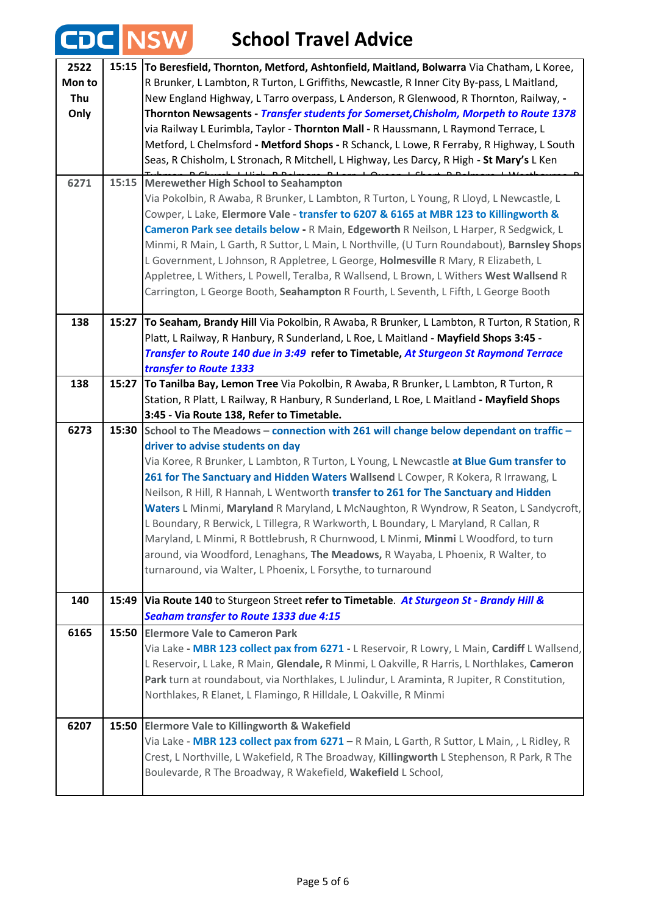# School Travel Advice

| | | |
|---|---|---|
| **2522 Mon to Thu Only** | **15:15** | **To Beresfield, Thornton, Metford, Ashtonfield, Maitland, Bolwarra** Via Chatham, L Koree, R Brunker, L Lambton, R Turton, L Griffiths, Newcastle, R Inner City By-pass, L Maitland, New England Highway, L Tarro overpass, L Anderson, R Glenwood, R Thornton, Railway, - **Thornton Newsagents** - ***Transfer students for Somerset,Chisholm, Morpeth to Route 1378*** via Railway L Eurimbla, Taylor - **Thornton Mall** - R Haussmann, L Raymond Terrace, L Metford, L Chelmsford - **Metford Shops** - R Schanck, L Lowe, R Ferraby, R Highway, L South Seas, R Chisholm, L Stronach, R Mitchell, L Highway, Les Darcy, R High - **St Mary's** L Ken Tubman, R Church, L High, R Belmore, R Lorn, L Queen, L Short, R Belmore, L Westbourne, R |
| **6271** | **15:15** | **Merewether High School to Seahampton** Via Pokolbin, R Awaba, R Brunker, L Lambton, R Turton, L Young, R Lloyd, L Newcastle, L Cowper, L Lake, **Elermore Vale** - **transfer to 6207 & 6165 at MBR 123 to Killingworth & Cameron Park see details below** - R Main, **Edgeworth** R Neilson, L Harper, R Sedgwick, L Minmi, R Main, L Garth, R Suttor, L Main, L Northville, (U Turn Roundabout), **Barnsley Shops** L Government, L Johnson, R Appletree, L George, **Holmesville** R Mary, R Elizabeth, L Appletree, L Withers, L Powell, Teralba, R Wallsend, L Brown, L Withers **West Wallsend** R Carrington, L George Booth, **Seahampton** R Fourth, L Seventh, L Fifth, L George Booth |
| **138** | **15:27** | **To Seaham, Brandy Hill** Via Pokolbin, R Awaba, R Brunker, L Lambton, R Turton, R Station, R Platt, L Railway, R Hanbury, R Sunderland, L Roe, L Maitland - **Mayfield Shops 3:45** - ***Transfer to Route 140 due in 3:49*** **refer to Timetable,** ***At Sturgeon St Raymond Terrace transfer to Route 1333*** |
| **138** | **15:27** | **To Tanilba Bay, Lemon Tree** Via Pokolbin, R Awaba, R Brunker, L Lambton, R Turton, R Station, R Platt, L Railway, R Hanbury, R Sunderland, L Roe, L Maitland - **Mayfield Shops 3:45 - Via Route 138, Refer to Timetable.** |
| **6273** | **15:30** | School to The Meadows – **connection with 261 will change below dependant on traffic – driver to advise students on day** Via Koree, R Brunker, L Lambton, R Turton, L Young, L Newcastle **at Blue Gum transfer to 261 for The Sanctuary and Hidden Waters Wallsend** L Cowper, R Kokera, R Irrawang, L Neilson, R Hill, R Hannah, L Wentworth **transfer to 261 for The Sanctuary and Hidden Waters** L Minmi, **Maryland** R Maryland, L McNaughton, R Wyndrow, R Seaton, L Sandycroft, L Boundary, R Berwick, L Tillegra, R Warkworth, L Boundary, L Maryland, R Callan, R Maryland, L Minmi, R Bottlebrush, R Churnwood, L Minmi, **Minmi** L Woodford, to turn around, via Woodford, Lenaghans, **The Meadows,** R Wayaba, L Phoenix, R Walter, to turnaround, via Walter, L Phoenix, L Forsythe, to turnaround |
| **140** | **15:49** | **Via Route 140** to Sturgeon Street **refer to Timetable**. ***At Sturgeon St - Brandy Hill & Seaham transfer to Route 1333 due 4:15*** |
| **6165** | **15:50** | **Elermore Vale to Cameron Park** Via Lake - **MBR 123 collect pax from 6271** - L Reservoir, R Lowry, L Main, **Cardiff** L Wallsend, L Reservoir, L Lake, R Main, **Glendale,** R Minmi, L Oakville, R Harris, L Northlakes, **Cameron Park** turn at roundabout, via Northlakes, L Julindur, L Araminta, R Jupiter, R Constitution, Northlakes, R Elanet, L Flamingo, R Hilldale, L Oakville, R Minmi |
| **6207** | **15:50** | **Elermore Vale to Killingworth & Wakefield** Via Lake - **MBR 123 collect pax from 6271** – R Main, L Garth, R Suttor, L Main, , L Ridley, R Crest, L Northville, L Wakefield, R The Broadway, **Killingworth** L Stephenson, R Park, R The Boulevarde, R The Broadway, R Wakefield, **Wakefield** L School, |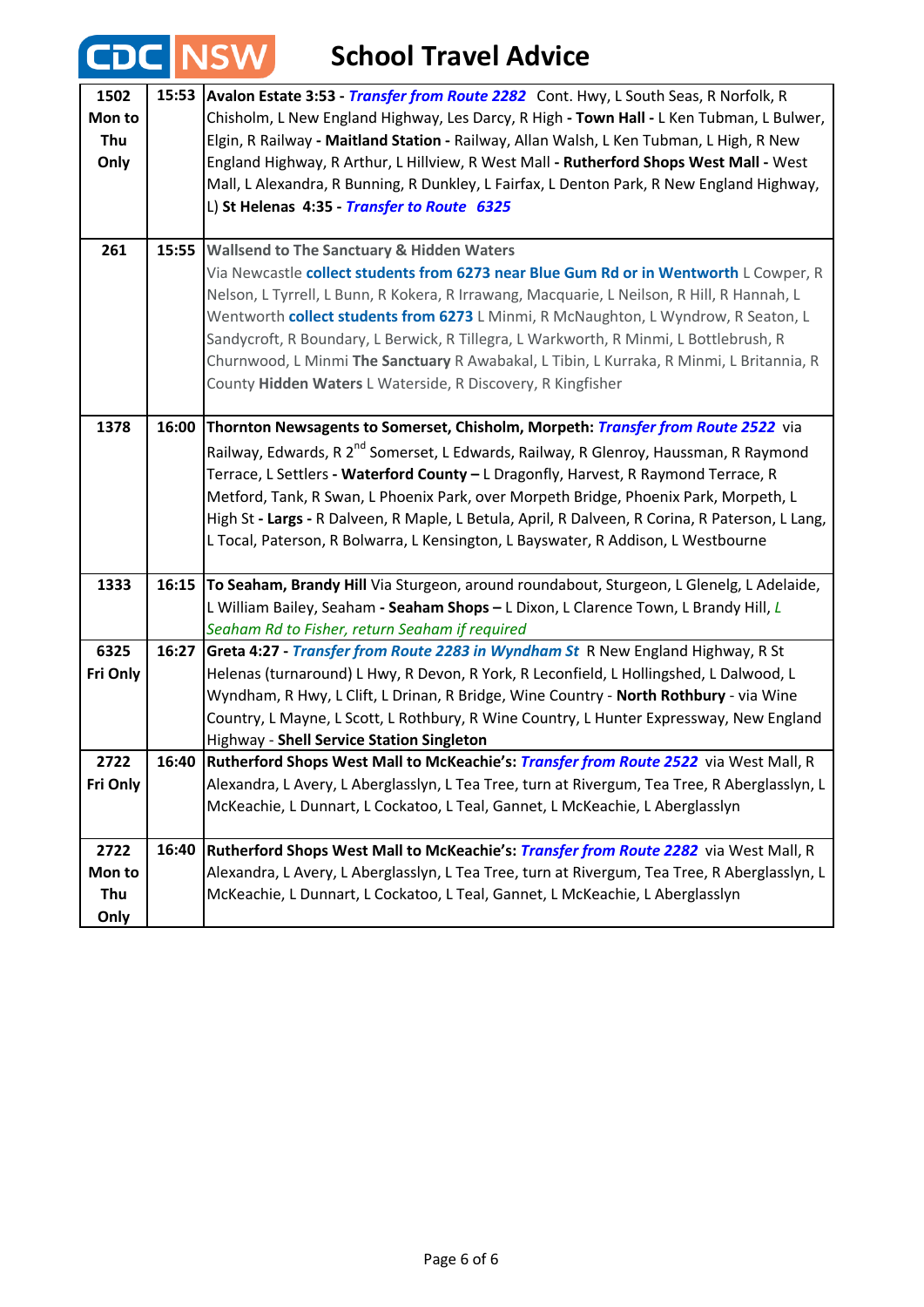# School Travel Advice

| | | |
|---|---|---|
| **1502 Mon to Thu Only** | **15:53** | **Avalon Estate 3:53 -** ***Transfer from Route 2282*** Cont. Hwy, L South Seas, R Norfolk, R Chisholm, L New England Highway, Les Darcy, R High **- Town Hall -** L Ken Tubman, L Bulwer, Elgin, R Railway **- Maitland Station -** Railway, Allan Walsh, L Ken Tubman, L High, R New England Highway, R Arthur, L Hillview, R West Mall **- Rutherford Shops West Mall -** West Mall, L Alexandra, R Bunning, R Dunkley, L Fairfax, L Denton Park, R New England Highway, L) **St Helenas 4:35 -** ***Transfer to Route 6325*** |
| **261** | **15:55** | **Wallsend to The Sanctuary & Hidden Waters** Via Newcastle **collect students from 6273 near Blue Gum Rd or in Wentworth** L Cowper, R Nelson, L Tyrrell, L Bunn, R Kokera, R Irrawang, Macquarie, L Neilson, R Hill, R Hannah, L Wentworth **collect students from 6273** L Minmi, R McNaughton, L Wyndrow, R Seaton, L Sandycroft, R Boundary, L Berwick, R Tillegra, L Warkworth, R Minmi, L Bottlebrush, R Churnwood, L Minmi **The Sanctuary** R Awabakal, L Tibin, L Kurraka, R Minmi, L Britannia, R County **Hidden Waters** L Waterside, R Discovery, R Kingfisher |
| **1378** | **16:00** | **Thornton Newsagents to Somerset, Chisholm, Morpeth:** ***Transfer from Route 2522*** via Railway, Edwards, R 2nd Somerset, L Edwards, Railway, R Glenroy, Haussman, R Raymond Terrace, L Settlers **- Waterford County –** L Dragonfly, Harvest, R Raymond Terrace, R Metford, Tank, R Swan, L Phoenix Park, over Morpeth Bridge, Phoenix Park, Morpeth, L High St **- Largs -** R Dalveen, R Maple, L Betula, April, R Dalveen, R Corina, R Paterson, L Lang, L Tocal, Paterson, R Bolwarra, L Kensington, L Bayswater, R Addison, L Westbourne |
| **1333** | **16:15** | **To Seaham, Brandy Hill** Via Sturgeon, around roundabout, Sturgeon, L Glenelg, L Adelaide, L William Bailey, Seaham **- Seaham Shops –** L Dixon, L Clarence Town, L Brandy Hill, *L Seaham Rd to Fisher, return Seaham if required* |
| **6325 Fri Only** | **16:27** | **Greta 4:27 -** ***Transfer from Route 2283 in Wyndham St*** R New England Highway, R St Helenas (turnaround) L Hwy, R Devon, R York, R Leconfield, L Hollingshed, L Dalwood, L Wyndham, R Hwy, L Clift, L Drinan, R Bridge, Wine Country - **North Rothbury** - via Wine Country, L Mayne, L Scott, L Rothbury, R Wine Country, L Hunter Expressway, New England Highway - **Shell Service Station Singleton** |
| **2722 Fri Only** | **16:40** | **Rutherford Shops West Mall to McKeachie's:** ***Transfer from Route 2522*** via West Mall, R Alexandra, L Avery, L Aberglasslyn, L Tea Tree, turn at Rivergum, Tea Tree, R Aberglasslyn, L McKeachie, L Dunnart, L Cockatoo, L Teal, Gannet, L McKeachie, L Aberglasslyn |
| **2722 Mon to Thu Only** | **16:40** | **Rutherford Shops West Mall to McKeachie's:** ***Transfer from Route 2282*** via West Mall, R Alexandra, L Avery, L Aberglasslyn, L Tea Tree, turn at Rivergum, Tea Tree, R Aberglasslyn, L McKeachie, L Dunnart, L Cockatoo, L Teal, Gannet, L McKeachie, L Aberglasslyn |